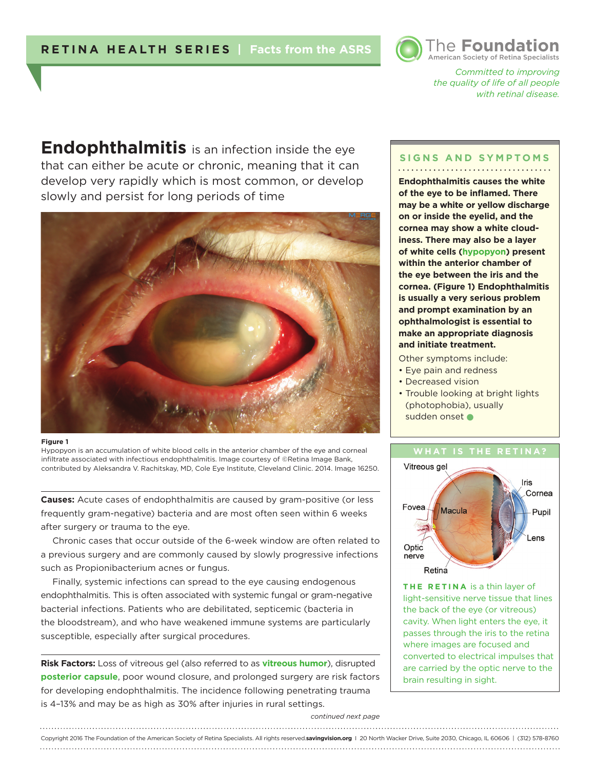# Endophthalmitis

**Endophthalmitis** is an infection inside the eye that can either be acute or chronic, meaning that it can develop very rapidly which is most common, or develop slowly and persist for long periods of time

**Figure 1**
Hypopyon is an accumulation of white blood cells in the anterior chamber of the eye and corneal infiltrate associated with infectious endophthalmitis. Image courtesy of ©Retina Image Bank, contributed by Aleksandra V. Rachitskay, MD, Cole Eye Institute, Cleveland Clinic. 2014. Image 16250.

**Causes:** Acute cases of endophthalmitis are caused by gram-positive (or less frequently gram-negative) bacteria and are most often seen within 6 weeks after surgery or trauma to the eye.

Chronic cases that occur outside of the 6-week window are often related to a previous surgery and are commonly caused by slowly progressive infections such as Propionibacterium acnes or fungus.

Finally, systemic infections can spread to the eye causing endogenous endophthalmitis. This is often associated with systemic fungal or gram-negative bacterial infections. Patients who are debilitated, septicemic (bacteria in the bloodstream), and who have weakened immune systems are particularly susceptible, especially after surgical procedures.

**Risk Factors:** Loss of vitreous gel (also referred to as **vitreous humor**), disrupted **posterior capsule**, poor wound closure, and prolonged surgery are risk factors for developing endophthalmitis. The incidence following penetrating trauma is 4–13% and may be as high as 30% after injuries in rural settings.

*continued next page*

## SIGNS AND SYMPTOMS

**Endophthalmitis causes the white of the eye to be inflamed. There may be a white or yellow discharge on or inside the eyelid, and the cornea may show a white cloudiness. There may also be a layer of white cells (hypopyon) present within the anterior chamber of the eye between the iris and the cornea. (Figure 1) Endophthalmitis is usually a very serious problem and prompt examination by an ophthalmologist is essential to make an appropriate diagnosis and initiate treatment.**

Other symptoms include:

- Eye pain and redness
- Decreased vision
- Trouble looking at bright lights (photophobia), usually sudden onset

## WHAT IS THE RETINA?

Vitreous gel, Iris, Cornea, Fovea, Macula, Pupil, Lens, Optic nerve, Retina

**THE RETINA** is a thin layer of light-sensitive nerve tissue that lines the back of the eye (or vitreous) cavity. When light enters the eye, it passes through the iris to the retina where images are focused and converted to electrical impulses that are carried by the optic nerve to the brain resulting in sight.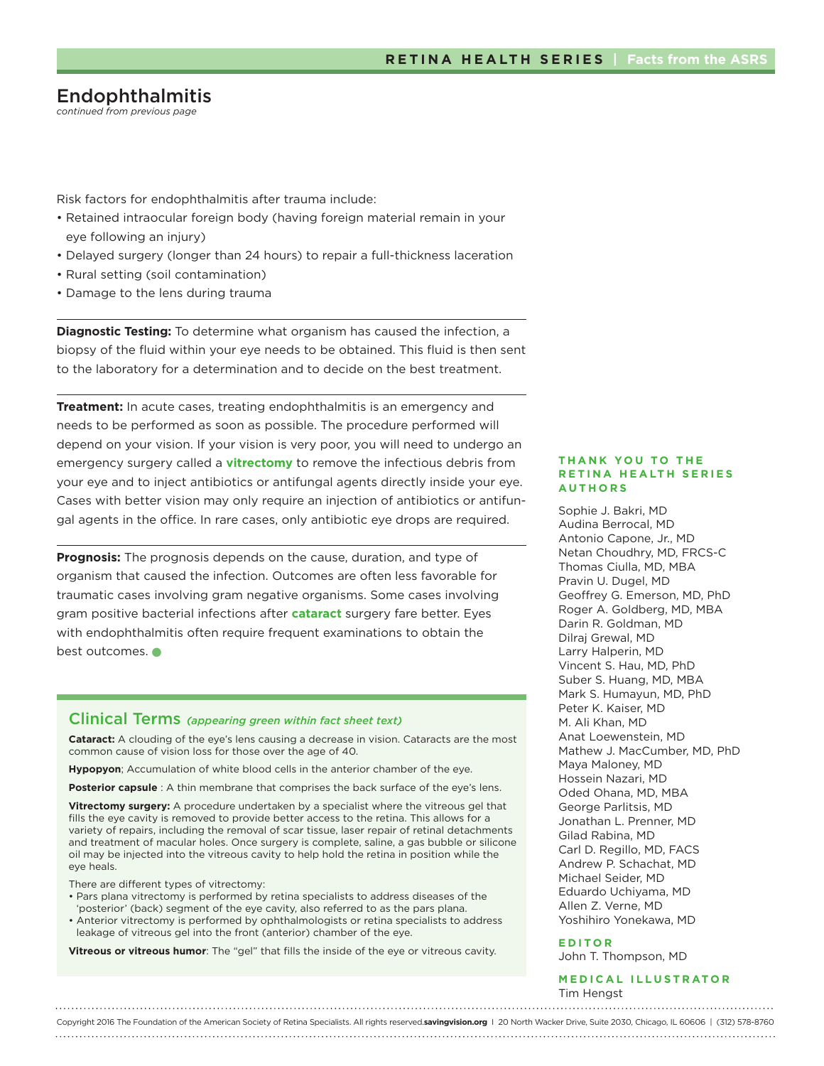# Endophthalmitis

*continued from previous page*

Risk factors for endophthalmitis after trauma include:

- Retained intraocular foreign body (having foreign material remain in your eye following an injury)
- Delayed surgery (longer than 24 hours) to repair a full-thickness laceration
- Rural setting (soil contamination)
- Damage to the lens during trauma

**Diagnostic Testing:** To determine what organism has caused the infection, a biopsy of the fluid within your eye needs to be obtained. This fluid is then sent to the laboratory for a determination and to decide on the best treatment.

**Treatment:** In acute cases, treating endophthalmitis is an emergency and needs to be performed as soon as possible. The procedure performed will depend on your vision. If your vision is very poor, you will need to undergo an emergency surgery called a **vitrectomy** to remove the infectious debris from your eye and to inject antibiotics or antifungal agents directly inside your eye. Cases with better vision may only require an injection of antibiotics or antifungal agents in the office. In rare cases, only antibiotic eye drops are required.

**Prognosis:** The prognosis depends on the cause, duration, and type of organism that caused the infection. Outcomes are often less favorable for traumatic cases involving gram negative organisms. Some cases involving gram positive bacterial infections after **cataract** surgery fare better. Eyes with endophthalmitis often require frequent examinations to obtain the best outcomes.

## Clinical Terms *(appearing green within fact sheet text)*

**Cataract:** A clouding of the eye's lens causing a decrease in vision. Cataracts are the most common cause of vision loss for those over the age of 40.

**Hypopyon**; Accumulation of white blood cells in the anterior chamber of the eye.

**Posterior capsule** : A thin membrane that comprises the back surface of the eye's lens.

**Vitrectomy surgery:** A procedure undertaken by a specialist where the vitreous gel that fills the eye cavity is removed to provide better access to the retina. This allows for a variety of repairs, including the removal of scar tissue, laser repair of retinal detachments and treatment of macular holes. Once surgery is complete, saline, a gas bubble or silicone oil may be injected into the vitreous cavity to help hold the retina in position while the eye heals.

There are different types of vitrectomy:

- Pars plana vitrectomy is performed by retina specialists to address diseases of the 'posterior' (back) segment of the eye cavity, also referred to as the pars plana.
- Anterior vitrectomy is performed by ophthalmologists or retina specialists to address leakage of vitreous gel into the front (anterior) chamber of the eye.

**Vitreous or vitreous humor**: The "gel" that fills the inside of the eye or vitreous cavity.

### THANK YOU TO THE RETINA HEALTH SERIES AUTHORS

Sophie J. Bakri, MD
Audina Berrocal, MD
Antonio Capone, Jr., MD
Netan Choudhry, MD, FRCS-C
Thomas Ciulla, MD, MBA
Pravin U. Dugel, MD
Geoffrey G. Emerson, MD, PhD
Roger A. Goldberg, MD, MBA
Darin R. Goldman, MD
Dilraj Grewal, MD
Larry Halperin, MD
Vincent S. Hau, MD, PhD
Suber S. Huang, MD, MBA
Mark S. Humayun, MD, PhD
Peter K. Kaiser, MD
M. Ali Khan, MD
Anat Loewenstein, MD
Mathew J. MacCumber, MD, PhD
Maya Maloney, MD
Hossein Nazari, MD
Oded Ohana, MD, MBA
George Parlitsis, MD
Jonathan L. Prenner, MD
Gilad Rabina, MD
Carl D. Regillo, MD, FACS
Andrew P. Schachat, MD
Michael Seider, MD
Eduardo Uchiyama, MD
Allen Z. Verne, MD
Yoshihiro Yonekawa, MD

### EDITOR

John T. Thompson, MD

### MEDICAL ILLUSTRATOR

Tim Hengst

Copyright 2016 The Foundation of the American Society of Retina Specialists. All rights reserved. **savingvision.org** | 20 North Wacker Drive, Suite 2030, Chicago, IL 60606 | (312) 578-8760